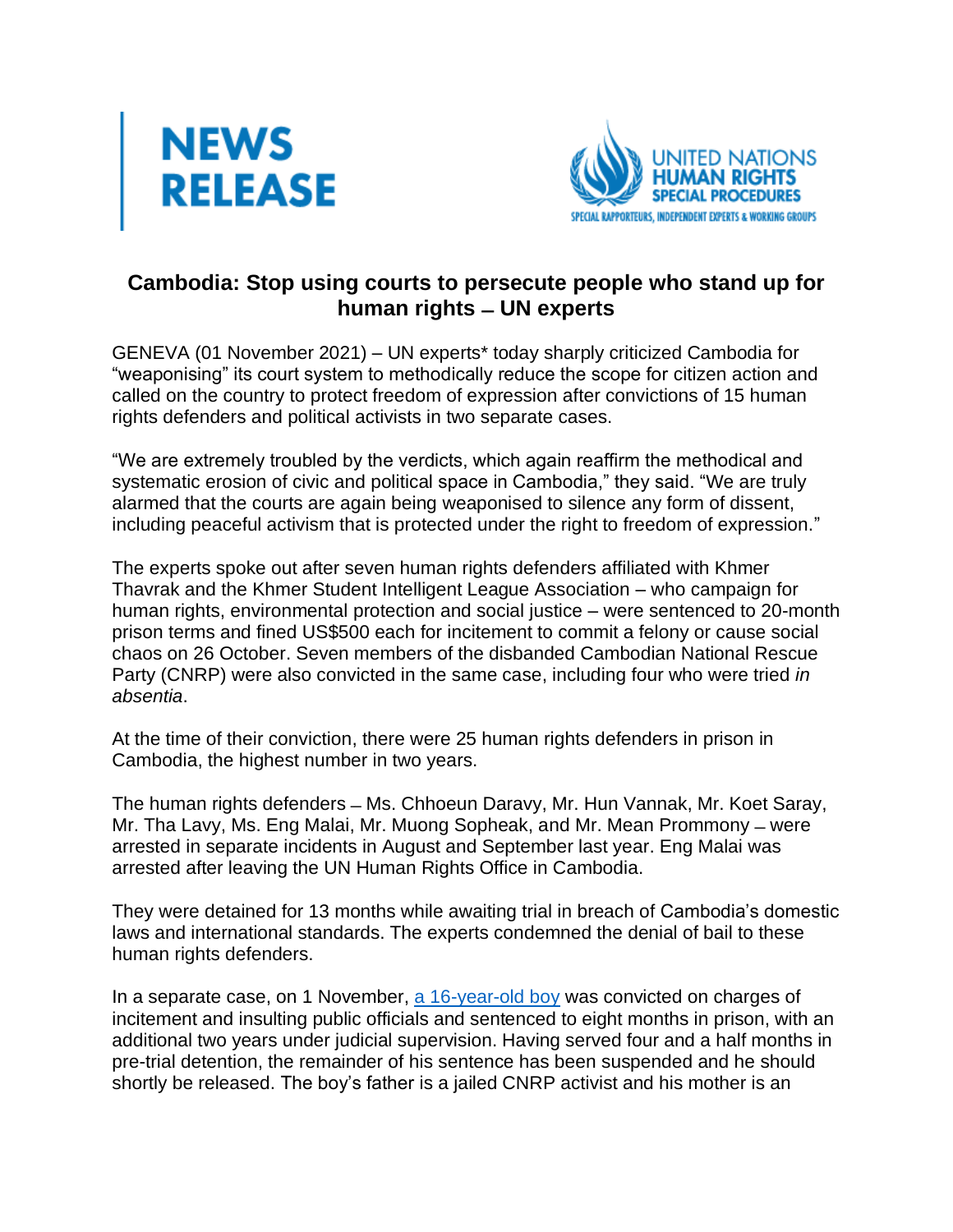**NEWS RELEASE**

**UNITED NATIONS HUMAN RIGHTS SPECIAL PROCEDURES**
SPECIAL RAPPORTEURS, INDEPENDENT EXPERTS & WORKING GROUPS

# Cambodia: Stop using courts to persecute people who stand up for human rights – UN experts

GENEVA (01 November 2021) – UN experts* today sharply criticized Cambodia for "weaponising" its court system to methodically reduce the scope for citizen action and called on the country to protect freedom of expression after convictions of 15 human rights defenders and political activists in two separate cases.

"We are extremely troubled by the verdicts, which again reaffirm the methodical and systematic erosion of civic and political space in Cambodia," they said. "We are truly alarmed that the courts are again being weaponised to silence any form of dissent, including peaceful activism that is protected under the right to freedom of expression."

The experts spoke out after seven human rights defenders affiliated with Khmer Thavrak and the Khmer Student Intelligent League Association – who campaign for human rights, environmental protection and social justice – were sentenced to 20-month prison terms and fined US$500 each for incitement to commit a felony or cause social chaos on 26 October. Seven members of the disbanded Cambodian National Rescue Party (CNRP) were also convicted in the same case, including four who were tried *in absentia*.

At the time of their conviction, there were 25 human rights defenders in prison in Cambodia, the highest number in two years.

The human rights defenders – Ms. Chhoeun Daravy, Mr. Hun Vannak, Mr. Koet Saray, Mr. Tha Lavy, Ms. Eng Malai, Mr. Muong Sopheak, and Mr. Mean Prommony – were arrested in separate incidents in August and September last year. Eng Malai was arrested after leaving the UN Human Rights Office in Cambodia.

They were detained for 13 months while awaiting trial in breach of Cambodia's domestic laws and international standards. The experts condemned the denial of bail to these human rights defenders.

In a separate case, on 1 November, [a 16-year-old boy] was convicted on charges of incitement and insulting public officials and sentenced to eight months in prison, with an additional two years under judicial supervision. Having served four and a half months in pre-trial detention, the remainder of his sentence has been suspended and he should shortly be released. The boy's father is a jailed CNRP activist and his mother is an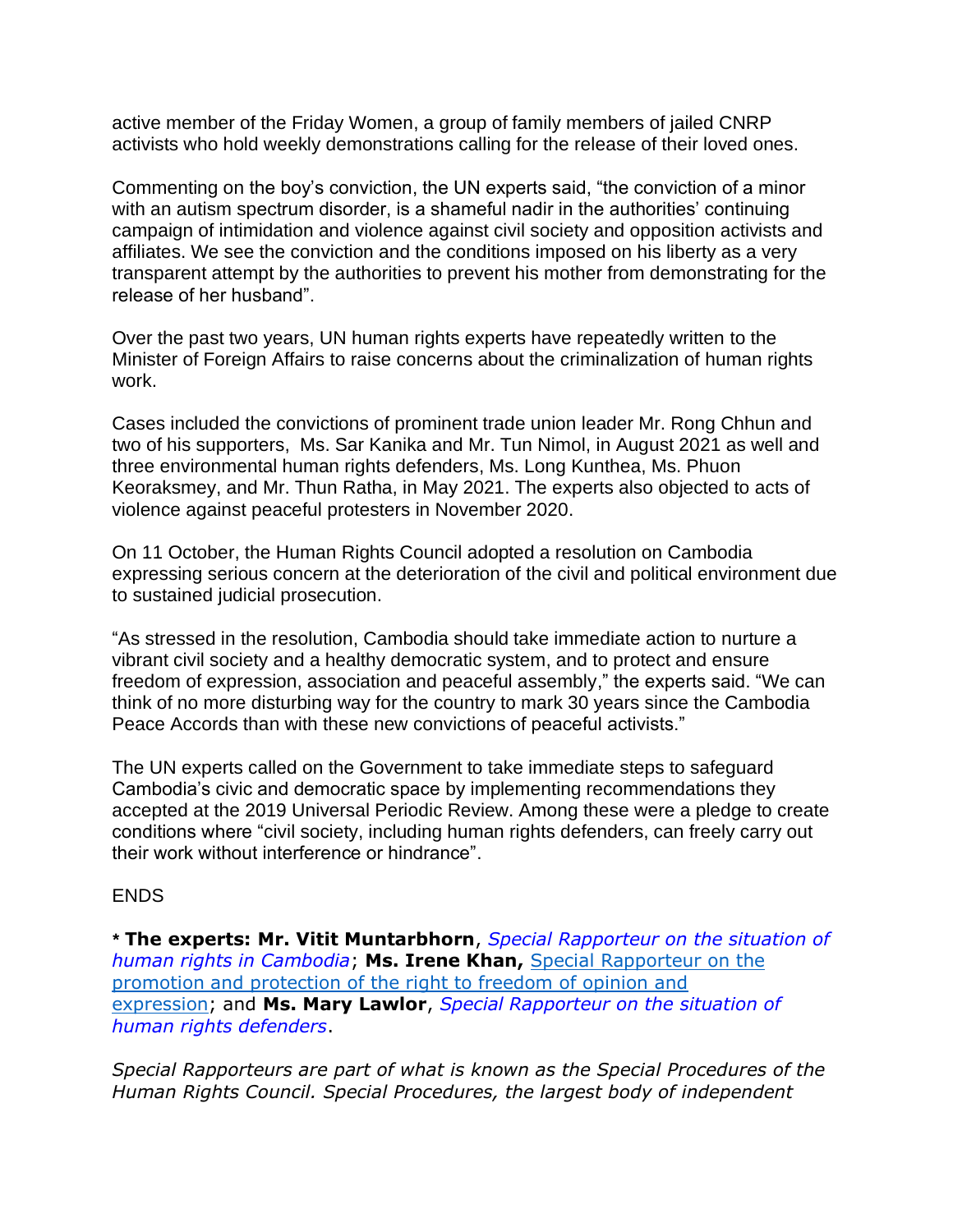active member of the Friday Women, a group of family members of jailed CNRP activists who hold weekly demonstrations calling for the release of their loved ones.

Commenting on the boy's conviction, the UN experts said, "the conviction of a minor with an autism spectrum disorder, is a shameful nadir in the authorities' continuing campaign of intimidation and violence against civil society and opposition activists and affiliates. We see the conviction and the conditions imposed on his liberty as a very transparent attempt by the authorities to prevent his mother from demonstrating for the release of her husband".

Over the past two years, UN human rights experts have repeatedly written to the Minister of Foreign Affairs to raise concerns about the criminalization of human rights work.

Cases included the convictions of prominent trade union leader Mr. Rong Chhun and two of his supporters, Ms. Sar Kanika and Mr. Tun Nimol, in August 2021 as well and three environmental human rights defenders, Ms. Long Kunthea, Ms. Phuon Keoraksmey, and Mr. Thun Ratha, in May 2021. The experts also objected to acts of violence against peaceful protesters in November 2020.

On 11 October, the Human Rights Council adopted a resolution on Cambodia expressing serious concern at the deterioration of the civil and political environment due to sustained judicial prosecution.

"As stressed in the resolution, Cambodia should take immediate action to nurture a vibrant civil society and a healthy democratic system, and to protect and ensure freedom of expression, association and peaceful assembly," the experts said. "We can think of no more disturbing way for the country to mark 30 years since the Cambodia Peace Accords than with these new convictions of peaceful activists."

The UN experts called on the Government to take immediate steps to safeguard Cambodia's civic and democratic space by implementing recommendations they accepted at the 2019 Universal Periodic Review. Among these were a pledge to create conditions where "civil society, including human rights defenders, can freely carry out their work without interference or hindrance".

ENDS

**\* The experts: Mr. Vitit Muntarbhorn**, *Special Rapporteur on the situation of human rights in Cambodia*; **Ms. Irene Khan,** Special Rapporteur on the promotion and protection of the right to freedom of opinion and expression; and **Ms. Mary Lawlor**, *Special Rapporteur on the situation of human rights defenders*.

*Special Rapporteurs are part of what is known as the Special Procedures of the Human Rights Council. Special Procedures, the largest body of independent*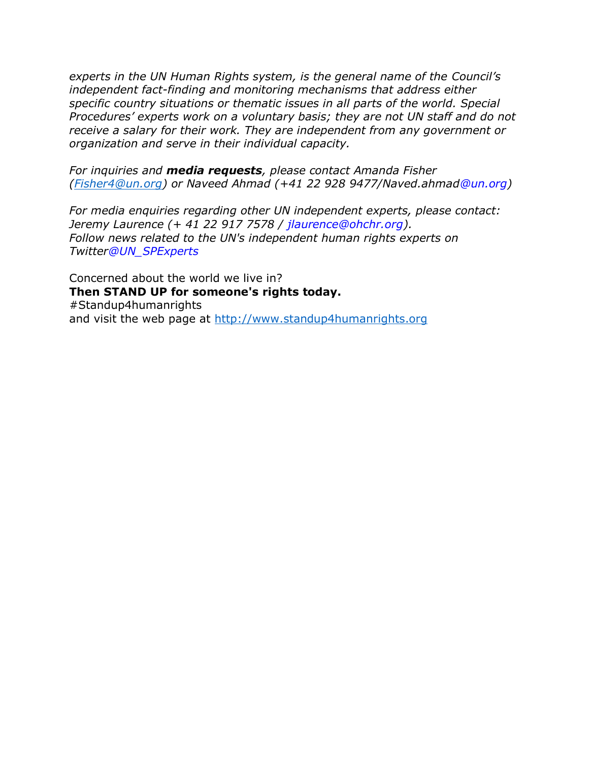*experts in the UN Human Rights system, is the general name of the Council's independent fact-finding and monitoring mechanisms that address either specific country situations or thematic issues in all parts of the world. Special Procedures' experts work on a voluntary basis; they are not UN staff and do not receive a salary for their work. They are independent from any government or organization and serve in their individual capacity.*

*For inquiries and **media requests**, please contact Amanda Fisher (Fisher4@un.org) or Naveed Ahmad (+41 22 928 9477/Naved.ahmad@un.org)*

*For media enquiries regarding other UN independent experts, please contact: Jeremy Laurence (+ 41 22 917 7578 / jlaurence@ohchr.org).*
*Follow news related to the UN's independent human rights experts on Twitter@UN_SPExperts*

Concerned about the world we live in?
**Then STAND UP for someone's rights today.**
#Standup4humanrights
and visit the web page at http://www.standup4humanrights.org